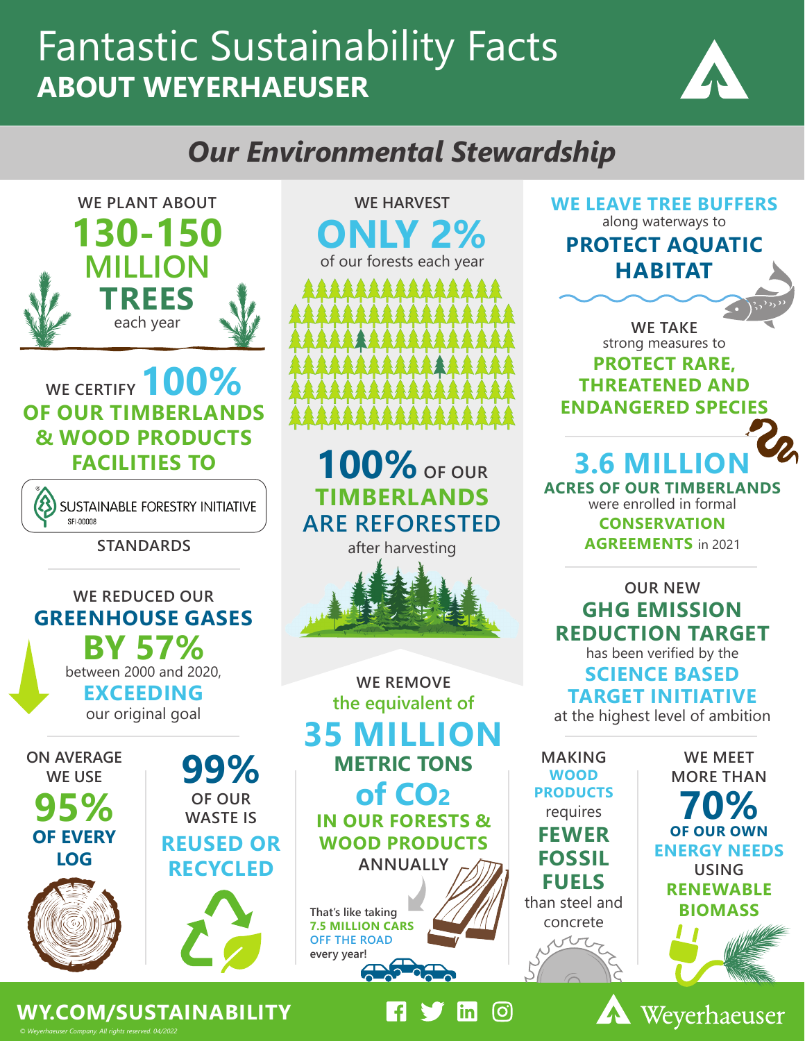# Fantastic Sustainability Facts

## ABOUT WEYERHAEUSER

## *Our Environmental Stewardship*

WE PLANT ABOUT **130-150 MILLION TREES** each year

WE CERTIFY **100%** OF OUR TIMBERLANDS & WOOD PRODUCTS FACILITIES TO SUSTAINABLE FORESTRY INITIATIVE STANDARDS

SFI-00008

WE REDUCED OUR **GREENHOUSE GASES BY 57%** between 2000 and 2020, **EXCEEDING** our original goal

ON AVERAGE WE USE **95% OF EVERY LOG**

**99%** OF OUR WASTE IS **REUSED OR RECYCLED**

WE HARVEST **ONLY 2%** of our forests each year

**100%** OF OUR **TIMBERLANDS ARE REFORESTED** after harvesting

WE REMOVE the equivalent of **35 MILLION METRIC TONS of $CO_2$ IN OUR FORESTS & WOOD PRODUCTS** ANNUALLY

That's like taking **7.5 MILLION CARS OFF THE ROAD** every year!

**WE LEAVE TREE BUFFERS** along waterways to **PROTECT AQUATIC HABITAT**

WE TAKE strong measures to **PROTECT RARE, THREATENED AND ENDANGERED SPECIES**

**3.6 MILLION ACRES OF OUR TIMBERLANDS** were enrolled in formal **CONSERVATION AGREEMENTS** in 2021

OUR NEW **GHG EMISSION REDUCTION TARGET** has been verified by the **SCIENCE BASED TARGET INITIATIVE** at the highest level of ambition

MAKING **WOOD PRODUCTS** requires **FEWER FOSSIL FUELS** than steel and concrete

WE MEET MORE THAN **70% OF OUR OWN ENERGY NEEDS** USING **RENEWABLE BIOMASS**

**WY.COM/SUSTAINABILITY**

*© Weyerhaeuser Company. All rights reserved. 04/2022*

Weyerhaeuser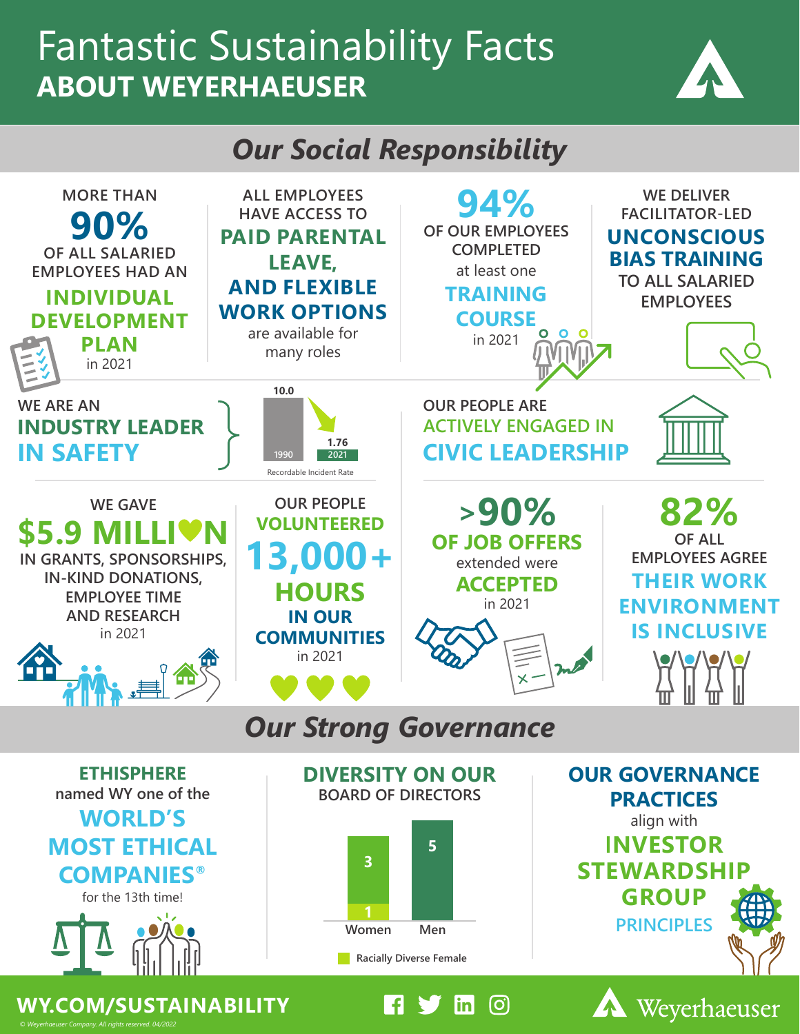# Fantastic Sustainability Facts
## ABOUT WEYERHAEUSER

## Our Social Responsibility

MORE THAN **90%** OF ALL SALARIED EMPLOYEES HAD AN **INDIVIDUAL DEVELOPMENT PLAN** in 2021

ALL EMPLOYEES HAVE ACCESS TO **PAID PARENTAL LEAVE, AND FLEXIBLE WORK OPTIONS** are available for many roles

**94%** OF OUR EMPLOYEES COMPLETED at least one **TRAINING COURSE** in 2021

WE DELIVER FACILITATOR-LED **UNCONSCIOUS BIAS TRAINING** TO ALL SALARIED EMPLOYEES

WE ARE AN **INDUSTRY LEADER IN SAFETY**

10.0
1990
1.76
2021
Recordable Incident Rate

OUR PEOPLE ARE **ACTIVELY ENGAGED IN CIVIC LEADERSHIP**

WE GAVE **$5.9 MILLION** IN GRANTS, SPONSORSHIPS, IN-KIND DONATIONS, EMPLOYEE TIME AND RESEARCH in 2021

OUR PEOPLE **VOLUNTEERED 13,000+ HOURS IN OUR COMMUNITIES** in 2021

**>90% OF JOB OFFERS** extended were **ACCEPTED** in 2021

**82%** OF ALL EMPLOYEES AGREE **THEIR WORK ENVIRONMENT IS INCLUSIVE**

## Our Strong Governance

**ETHISPHERE** named WY one of the **WORLD'S MOST ETHICAL COMPANIES®** for the 13th time!

**DIVERSITY ON OUR** BOARD OF DIRECTORS

3
1
Women
5
Men
Racially Diverse Female

**OUR GOVERNANCE PRACTICES** align with **INVESTOR STEWARDSHIP GROUP** PRINCIPLES

**WY.COM/SUSTAINABILITY**

© Weyerhaeuser Company. All rights reserved. 04/2022

Weyerhaeuser